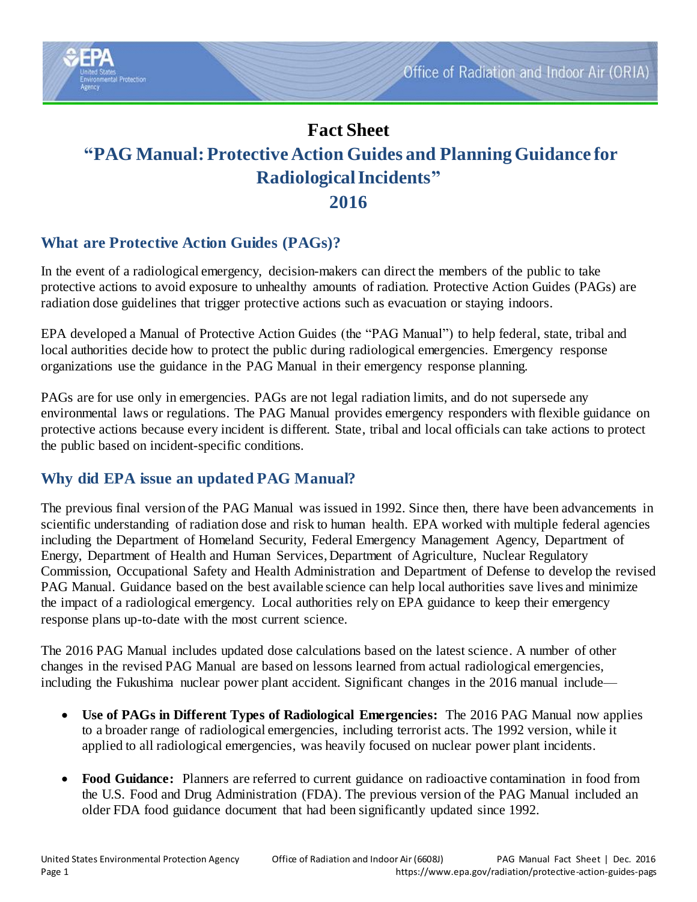# Fact Sheet

# "PAG Manual: Protective Action Guides and Planning Guidance for Radiological Incidents" 2016

## What are Protective Action Guides (PAGs)?

In the event of a radiological emergency, decision-makers can direct the members of the public to take protective actions to avoid exposure to unhealthy amounts of radiation. Protective Action Guides (PAGs) are radiation dose guidelines that trigger protective actions such as evacuation or staying indoors.

EPA developed a Manual of Protective Action Guides (the "PAG Manual") to help federal, state, tribal and local authorities decide how to protect the public during radiological emergencies. Emergency response organizations use the guidance in the PAG Manual in their emergency response planning.

PAGs are for use only in emergencies. PAGs are not legal radiation limits, and do not supersede any environmental laws or regulations. The PAG Manual provides emergency responders with flexible guidance on protective actions because every incident is different. State, tribal and local officials can take actions to protect the public based on incident-specific conditions.

## Why did EPA issue an updated PAG Manual?

The previous final version of the PAG Manual was issued in 1992. Since then, there have been advancements in scientific understanding of radiation dose and risk to human health. EPA worked with multiple federal agencies including the Department of Homeland Security, Federal Emergency Management Agency, Department of Energy, Department of Health and Human Services, Department of Agriculture, Nuclear Regulatory Commission, Occupational Safety and Health Administration and Department of Defense to develop the revised PAG Manual. Guidance based on the best available science can help local authorities save lives and minimize the impact of a radiological emergency. Local authorities rely on EPA guidance to keep their emergency response plans up-to-date with the most current science.

The 2016 PAG Manual includes updated dose calculations based on the latest science. A number of other changes in the revised PAG Manual are based on lessons learned from actual radiological emergencies, including the Fukushima nuclear power plant accident. Significant changes in the 2016 manual include—

- **Use of PAGs in Different Types of Radiological Emergencies:** The 2016 PAG Manual now applies to a broader range of radiological emergencies, including terrorist acts. The 1992 version, while it applied to all radiological emergencies, was heavily focused on nuclear power plant incidents.
- **Food Guidance:** Planners are referred to current guidance on radioactive contamination in food from the U.S. Food and Drug Administration (FDA). The previous version of the PAG Manual included an older FDA food guidance document that had been significantly updated since 1992.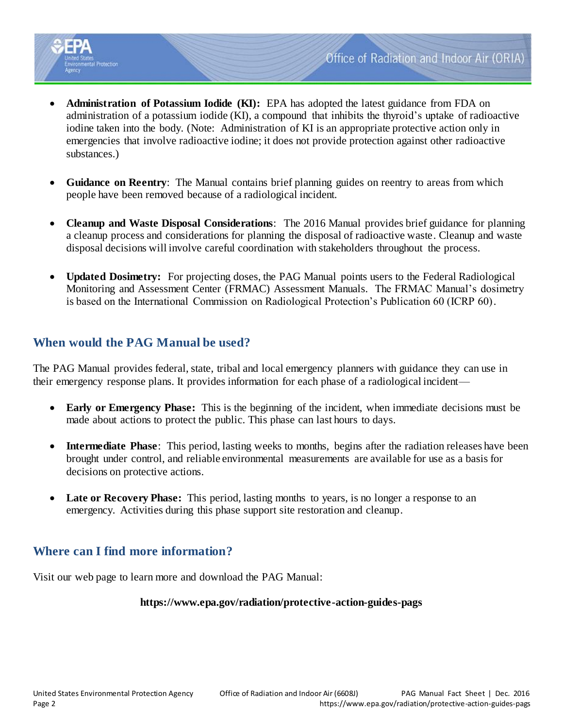- **Administration of Potassium Iodide (KI):** EPA has adopted the latest guidance from FDA on administration of a potassium iodide (KI), a compound that inhibits the thyroid's uptake of radioactive iodine taken into the body. (Note: Administration of KI is an appropriate protective action only in emergencies that involve radioactive iodine; it does not provide protection against other radioactive substances.)

- **Guidance on Reentry**: The Manual contains brief planning guides on reentry to areas from which people have been removed because of a radiological incident.

- **Cleanup and Waste Disposal Considerations**: The 2016 Manual provides brief guidance for planning a cleanup process and considerations for planning the disposal of radioactive waste. Cleanup and waste disposal decisions will involve careful coordination with stakeholders throughout the process.

- **Updated Dosimetry:** For projecting doses, the PAG Manual points users to the Federal Radiological Monitoring and Assessment Center (FRMAC) Assessment Manuals. The FRMAC Manual's dosimetry is based on the International Commission on Radiological Protection's Publication 60 (ICRP 60).

## When would the PAG Manual be used?

The PAG Manual provides federal, state, tribal and local emergency planners with guidance they can use in their emergency response plans. It provides information for each phase of a radiological incident—

- **Early or Emergency Phase:** This is the beginning of the incident, when immediate decisions must be made about actions to protect the public. This phase can last hours to days.

- **Intermediate Phase**: This period, lasting weeks to months, begins after the radiation releases have been brought under control, and reliable environmental measurements are available for use as a basis for decisions on protective actions.

- **Late or Recovery Phase:** This period, lasting months to years, is no longer a response to an emergency. Activities during this phase support site restoration and cleanup.

## Where can I find more information?

Visit our web page to learn more and download the PAG Manual:

**https://www.epa.gov/radiation/protective-action-guides-pags**